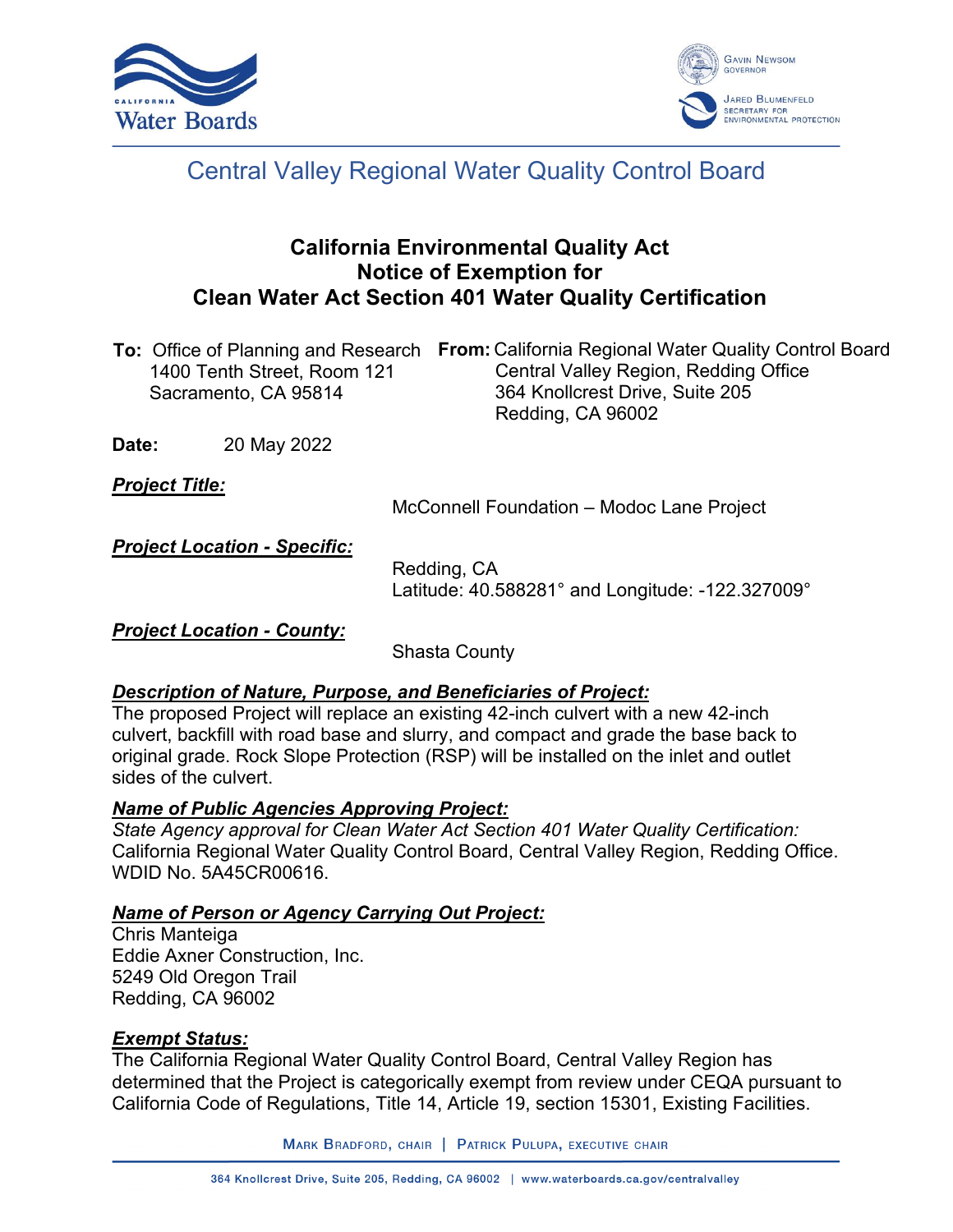# Central Valley Regional Water Quality Control Board

## California Environmental Quality Act
## Notice of Exemption for
## Clean Water Act Section 401 Water Quality Certification

**To:** Office of Planning and Research
1400 Tenth Street, Room 121
Sacramento, CA 95814

**From:** California Regional Water Quality Control Board
Central Valley Region, Redding Office
364 Knollcrest Drive, Suite 205
Redding, CA 96002

**Date:** 20 May 2022

***Project Title:***

McConnell Foundation – Modoc Lane Project

***Project Location - Specific:***

Redding, CA
Latitude: 40.588281° and Longitude: -122.327009°

***Project Location - County:***

Shasta County

***Description of Nature, Purpose, and Beneficiaries of Project:***

The proposed Project will replace an existing 42-inch culvert with a new 42-inch culvert, backfill with road base and slurry, and compact and grade the base back to original grade. Rock Slope Protection (RSP) will be installed on the inlet and outlet sides of the culvert.

***Name of Public Agencies Approving Project:***

*State Agency approval for Clean Water Act Section 401 Water Quality Certification:* California Regional Water Quality Control Board, Central Valley Region, Redding Office. WDID No. 5A45CR00616.

***Name of Person or Agency Carrying Out Project:***

Chris Manteiga
Eddie Axner Construction, Inc.
5249 Old Oregon Trail
Redding, CA 96002

***Exempt Status:***

The California Regional Water Quality Control Board, Central Valley Region has determined that the Project is categorically exempt from review under CEQA pursuant to California Code of Regulations, Title 14, Article 19, section 15301, Existing Facilities.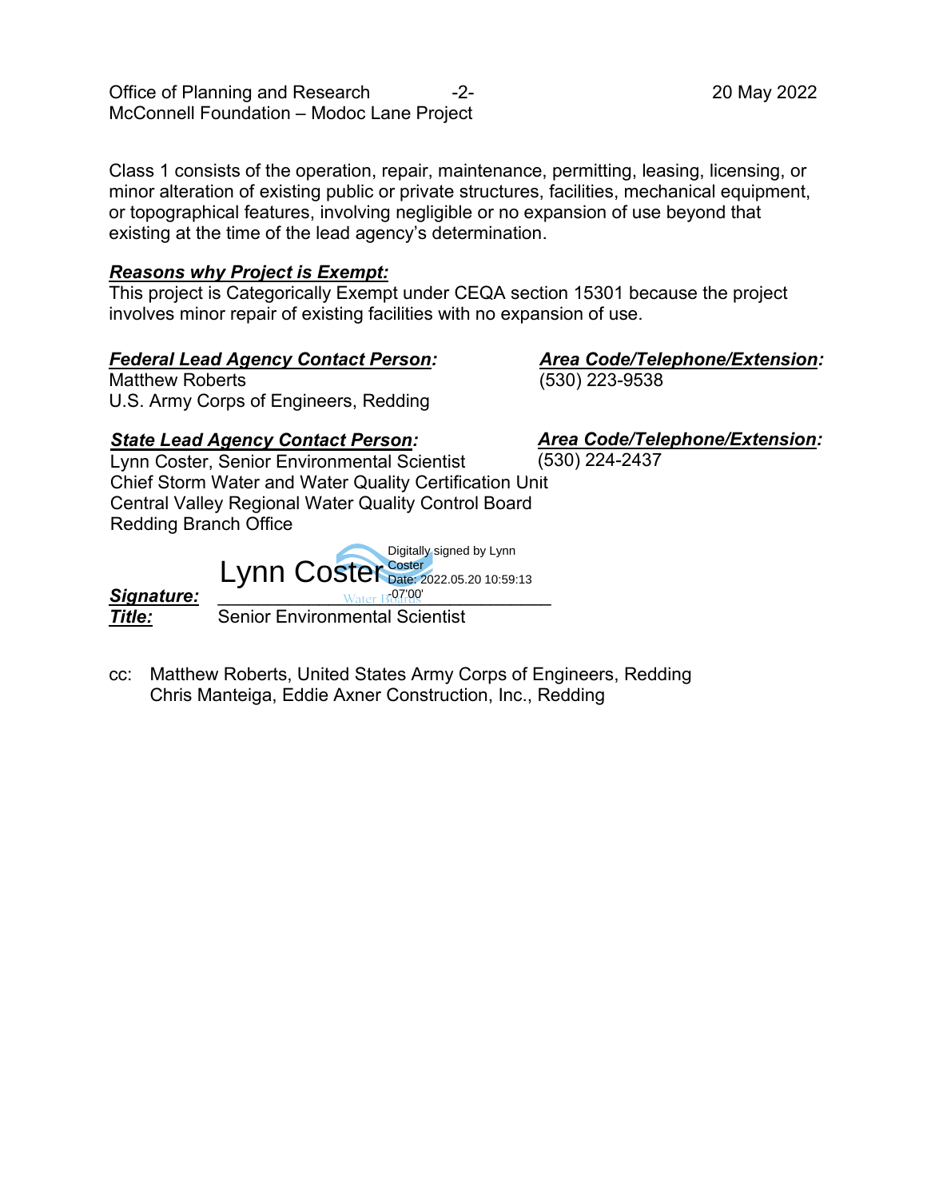Class 1 consists of the operation, repair, maintenance, permitting, leasing, licensing, or minor alteration of existing public or private structures, facilities, mechanical equipment, or topographical features, involving negligible or no expansion of use beyond that existing at the time of the lead agency's determination.

***Reasons why Project is Exempt:***
This project is Categorically Exempt under CEQA section 15301 because the project involves minor repair of existing facilities with no expansion of use.

***Federal Lead Agency Contact Person:***
Matthew Roberts
U.S. Army Corps of Engineers, Redding

***Area Code/Telephone/Extension:***
(530) 223-9538

***State Lead Agency Contact Person:***
Lynn Coster, Senior Environmental Scientist
Chief Storm Water and Water Quality Certification Unit
Central Valley Regional Water Quality Control Board
Redding Branch Office

***Area Code/Telephone/Extension:***
(530) 224-2437

***Signature:*** Lynn Coster
Digitally signed by Lynn Coster
Date: 2022.05.20 10:59:13 -07'00'

***Title:*** Senior Environmental Scientist

cc: Matthew Roberts, United States Army Corps of Engineers, Redding
Chris Manteiga, Eddie Axner Construction, Inc., Redding